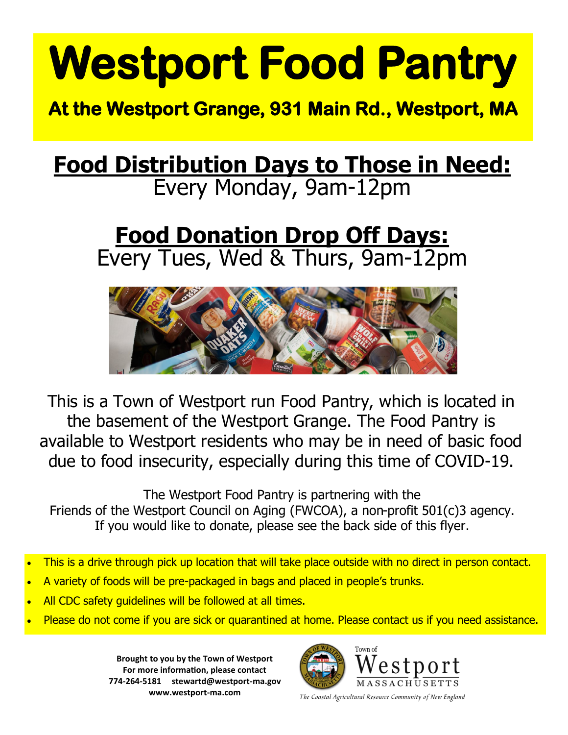# Westport Food Pantry

**At the Westport Grange, 931 Main Rd., Westport, MA**

## Food Distribution Days to Those in Need:

Every Monday, 9am-12pm

## Food Donation Drop Off Days:

Every Tues, Wed & Thurs, 9am-12pm

This is a Town of Westport run Food Pantry, which is located in the basement of the Westport Grange. The Food Pantry is available to Westport residents who may be in need of basic food due to food insecurity, especially during this time of COVID-19.

The Westport Food Pantry is partnering with the Friends of the Westport Council on Aging (FWCOA), a non-profit 501(c)3 agency. If you would like to donate, please see the back side of this flyer.

- This is a drive through pick up location that will take place outside with no direct in person contact.
- A variety of foods will be pre-packaged in bags and placed in people's trunks.
- All CDC safety guidelines will be followed at all times.
- Please do not come if you are sick or quarantined at home. Please contact us if you need assistance.

**Brought to you by the Town of Westport**
**For more information, please contact**
**774-264-5181 stewartd@westport-ma.gov**
**www.westport-ma.com**

Town of Westport MASSACHUSETTS

*The Coastal Agricultural Resource Community of New England*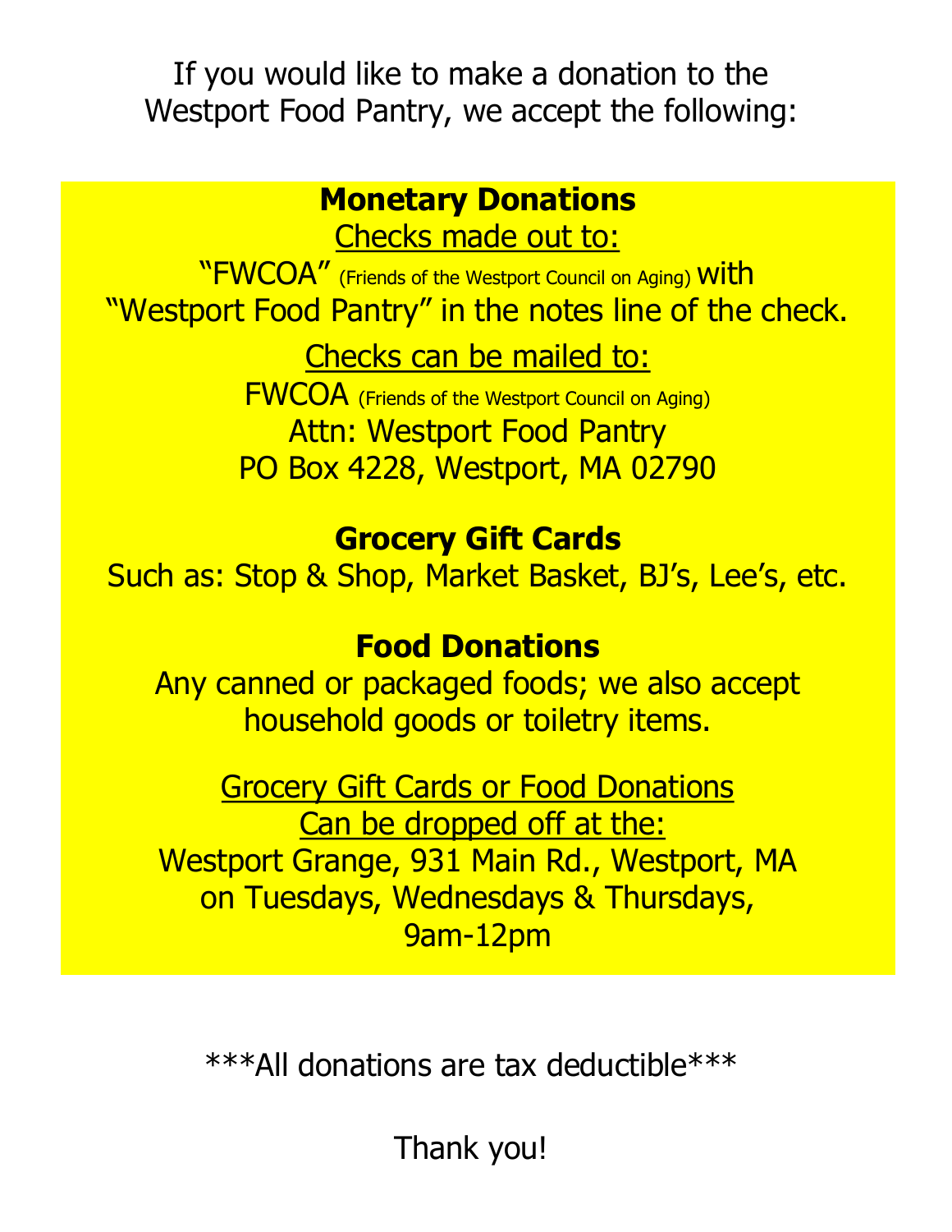If you would like to make a donation to the Westport Food Pantry, we accept the following:

## Monetary Donations

Checks made out to:

"FWCOA" (Friends of the Westport Council on Aging) with "Westport Food Pantry" in the notes line of the check.

Checks can be mailed to:

FWCOA (Friends of the Westport Council on Aging)
Attn: Westport Food Pantry
PO Box 4228, Westport, MA 02790

## Grocery Gift Cards

Such as: Stop & Shop, Market Basket, BJ's, Lee's, etc.

## Food Donations

Any canned or packaged foods; we also accept household goods or toiletry items.

Grocery Gift Cards or Food Donations
Can be dropped off at the:
Westport Grange, 931 Main Rd., Westport, MA
on Tuesdays, Wednesdays & Thursdays,
9am-12pm

***All donations are tax deductible***

Thank you!